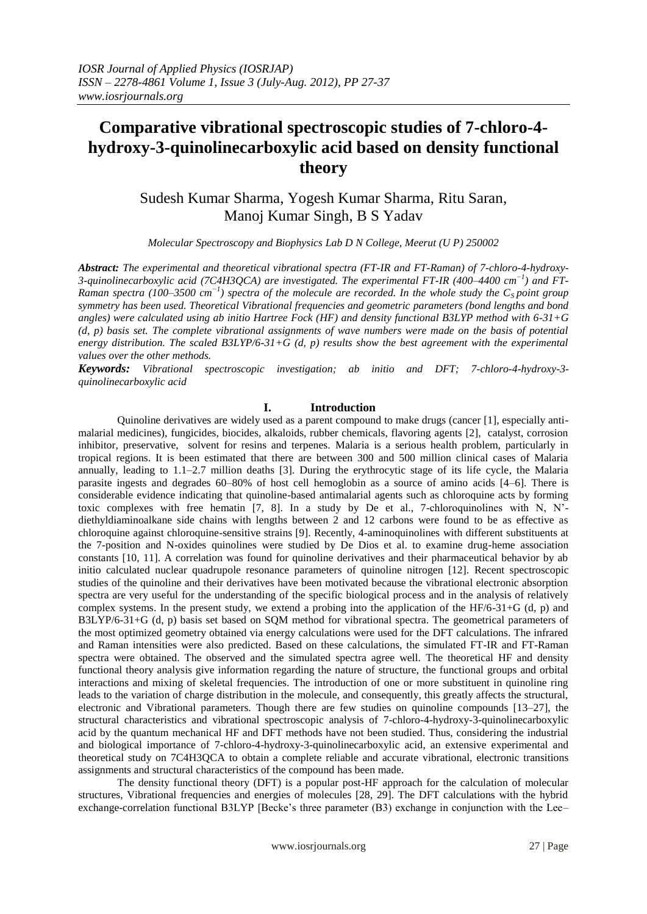# Comparative vibrational spectroscopic studies of 7-chloro-4-hydroxy-3-quinolinecarboxylic acid based on density functional theory

Sudesh Kumar Sharma, Yogesh Kumar Sharma, Ritu Saran, Manoj Kumar Singh, B S Yadav

*Molecular Spectroscopy and Biophysics Lab D N College, Meerut (U P) 250002*

***Abstract:*** *The experimental and theoretical vibrational spectra (FT-IR and FT-Raman) of 7-chloro-4-hydroxy-3-quinolinecarboxylic acid (7C4H3QCA) are investigated. The experimental FT-IR (400–4400 cm$^{-1}$) and FT-Raman spectra (100–3500 cm$^{-1}$) spectra of the molecule are recorded. In the whole study the $C_S$ point group symmetry has been used. Theoretical Vibrational frequencies and geometric parameters (bond lengths and bond angles) were calculated using ab initio Hartree Fock (HF) and density functional B3LYP method with 6-31+G (d, p) basis set. The complete vibrational assignments of wave numbers were made on the basis of potential energy distribution. The scaled B3LYP/6-31+G (d, p) results show the best agreement with the experimental values over the other methods.*

***Keywords:*** *Vibrational spectroscopic investigation; ab initio and DFT; 7-chloro-4-hydroxy-3-quinolinecarboxylic acid*

## I. Introduction

Quinoline derivatives are widely used as a parent compound to make drugs (cancer [1], especially anti-malarial medicines), fungicides, biocides, alkaloids, rubber chemicals, flavoring agents [2], catalyst, corrosion inhibitor, preservative, solvent for resins and terpenes. Malaria is a serious health problem, particularly in tropical regions. It is been estimated that there are between 300 and 500 million clinical cases of Malaria annually, leading to 1.1–2.7 million deaths [3]. During the erythrocytic stage of its life cycle, the Malaria parasite ingests and degrades 60–80% of host cell hemoglobin as a source of amino acids [4–6]. There is considerable evidence indicating that quinoline-based antimalarial agents such as chloroquine acts by forming toxic complexes with free hematin [7, 8]. In a study by De et al., 7-chloroquinolines with N, N'-diethyldiaminoalkane side chains with lengths between 2 and 12 carbons were found to be as effective as chloroquine against chloroquine-sensitive strains [9]. Recently, 4-aminoquinolines with different substituents at the 7-position and N-oxides quinolines were studied by De Dios et al. to examine drug-heme association constants [10, 11]. A correlation was found for quinoline derivatives and their pharmaceutical behavior by ab initio calculated nuclear quadrupole resonance parameters of quinoline nitrogen [12]. Recent spectroscopic studies of the quinoline and their derivatives have been motivated because the vibrational electronic absorption spectra are very useful for the understanding of the specific biological process and in the analysis of relatively complex systems. In the present study, we extend a probing into the application of the HF/6-31+G (d, p) and B3LYP/6-31+G (d, p) basis set based on SQM method for vibrational spectra. The geometrical parameters of the most optimized geometry obtained via energy calculations were used for the DFT calculations. The infrared and Raman intensities were also predicted. Based on these calculations, the simulated FT-IR and FT-Raman spectra were obtained. The observed and the simulated spectra agree well. The theoretical HF and density functional theory analysis give information regarding the nature of structure, the functional groups and orbital interactions and mixing of skeletal frequencies. The introduction of one or more substituent in quinoline ring leads to the variation of charge distribution in the molecule, and consequently, this greatly affects the structural, electronic and Vibrational parameters. Though there are few studies on quinoline compounds [13–27], the structural characteristics and vibrational spectroscopic analysis of 7-chloro-4-hydroxy-3-quinolinecarboxylic acid by the quantum mechanical HF and DFT methods have not been studied. Thus, considering the industrial and biological importance of 7-chloro-4-hydroxy-3-quinolinecarboxylic acid, an extensive experimental and theoretical study on 7C4H3QCA to obtain a complete reliable and accurate vibrational, electronic transitions assignments and structural characteristics of the compound has been made.

The density functional theory (DFT) is a popular post-HF approach for the calculation of molecular structures, Vibrational frequencies and energies of molecules [28, 29]. The DFT calculations with the hybrid exchange-correlation functional B3LYP [Becke's three parameter (B3) exchange in conjunction with the Lee–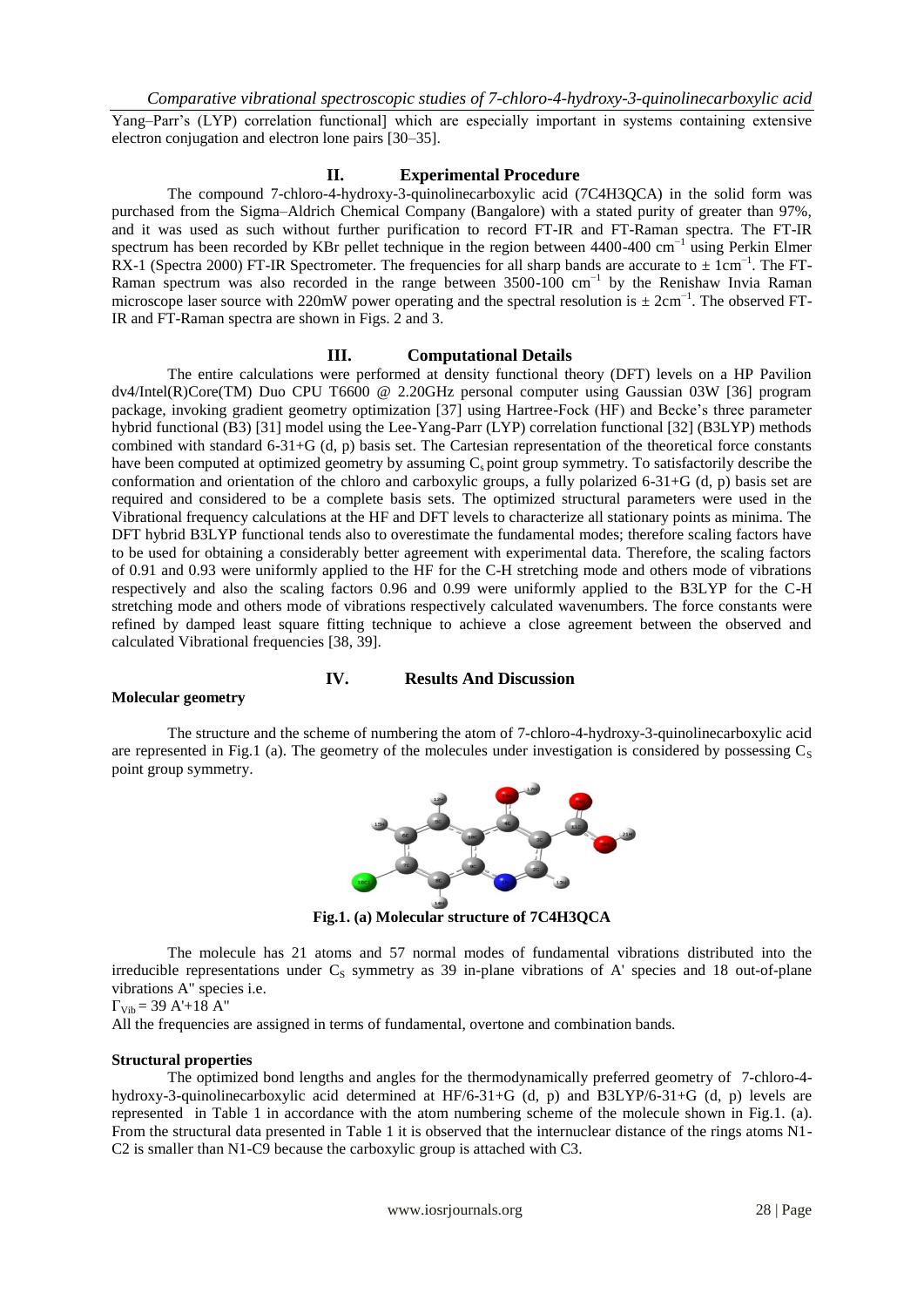Yang–Parr's (LYP) correlation functional] which are especially important in systems containing extensive electron conjugation and electron lone pairs [30–35].

## II. Experimental Procedure

The compound 7-chloro-4-hydroxy-3-quinolinecarboxylic acid (7C4H3QCA) in the solid form was purchased from the Sigma–Aldrich Chemical Company (Bangalore) with a stated purity of greater than 97%, and it was used as such without further purification to record FT-IR and FT-Raman spectra. The FT-IR spectrum has been recorded by KBr pellet technique in the region between 4400-400 $cm^{-1}$ using Perkin Elmer RX-1 (Spectra 2000) FT-IR Spectrometer. The frequencies for all sharp bands are accurate to ± $1cm^{-1}$. The FT-Raman spectrum was also recorded in the range between 3500-100 $cm^{-1}$ by the Renishaw Invia Raman microscope laser source with 220mW power operating and the spectral resolution is ± $2cm^{-1}$. The observed FT-IR and FT-Raman spectra are shown in Figs. 2 and 3.

## III. Computational Details

The entire calculations were performed at density functional theory (DFT) levels on a HP Pavilion dv4/Intel(R)Core(TM) Duo CPU T6600 @ 2.20GHz personal computer using Gaussian 03W [36] program package, invoking gradient geometry optimization [37] using Hartree-Fock (HF) and Becke's three parameter hybrid functional (B3) [31] model using the Lee-Yang-Parr (LYP) correlation functional [32] (B3LYP) methods combined with standard 6-31+G (d, p) basis set. The Cartesian representation of the theoretical force constants have been computed at optimized geometry by assuming $C_s$ point group symmetry. To satisfactorily describe the conformation and orientation of the chloro and carboxylic groups, a fully polarized 6-31+G (d, p) basis set are required and considered to be a complete basis sets. The optimized structural parameters were used in the Vibrational frequency calculations at the HF and DFT levels to characterize all stationary points as minima. The DFT hybrid B3LYP functional tends also to overestimate the fundamental modes; therefore scaling factors have to be used for obtaining a considerably better agreement with experimental data. Therefore, the scaling factors of 0.91 and 0.93 were uniformly applied to the HF for the C-H stretching mode and others mode of vibrations respectively and also the scaling factors 0.96 and 0.99 were uniformly applied to the B3LYP for the C-H stretching mode and others mode of vibrations respectively calculated wavenumbers. The force constants were refined by damped least square fitting technique to achieve a close agreement between the observed and calculated Vibrational frequencies [38, 39].

## IV. Results And Discussion

### Molecular geometry

The structure and the scheme of numbering the atom of 7-chloro-4-hydroxy-3-quinolinecarboxylic acid are represented in Fig.1 (a). The geometry of the molecules under investigation is considered by possessing $C_S$ point group symmetry.

**Fig.1. (a) Molecular structure of 7C4H3QCA**

The molecule has 21 atoms and 57 normal modes of fundamental vibrations distributed into the irreducible representations under $C_S$ symmetry as 39 in-plane vibrations of A' species and 18 out-of-plane vibrations A" species i.e.

$\Gamma_{Vib} = 39\ A' + 18\ A''$

All the frequencies are assigned in terms of fundamental, overtone and combination bands.

### Structural properties

The optimized bond lengths and angles for the thermodynamically preferred geometry of 7-chloro-4-hydroxy-3-quinolinecarboxylic acid determined at HF/6-31+G (d, p) and B3LYP/6-31+G (d, p) levels are represented in Table 1 in accordance with the atom numbering scheme of the molecule shown in Fig.1. (a). From the structural data presented in Table 1 it is observed that the internuclear distance of the rings atoms N1-C2 is smaller than N1-C9 because the carboxylic group is attached with C3.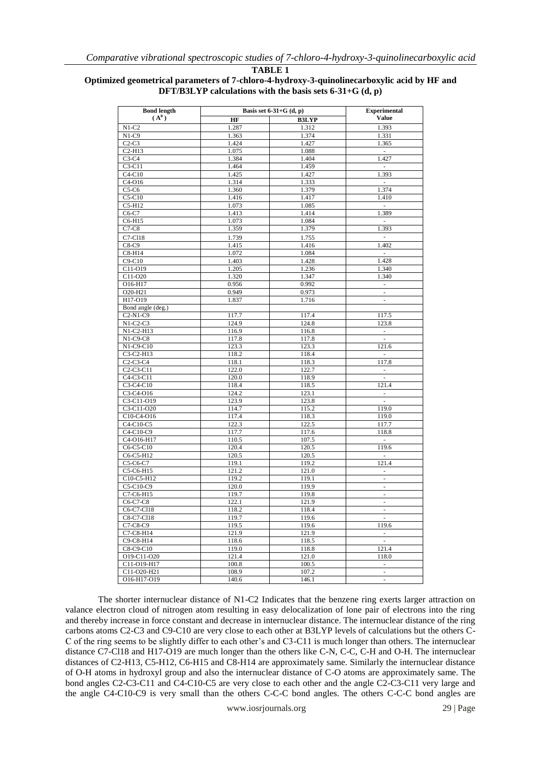**TABLE 1**

**Optimized geometrical parameters of 7-chloro-4-hydroxy-3-quinolinecarboxylic acid by HF and DFT/B3LYP calculations with the basis sets 6-31+G (d, p)**

| Bond length ($A^0$) | Basis set 6-31+G (d, p) | | Experimental Value |
|---|---|---|---|
| | HF | B3LYP | |
| N1-C2 | 1.287 | 1.312 | 1.393 |
| N1-C9 | 1.363 | 1.374 | 1.331 |
| C2-C3 | 1.424 | 1.427 | 1.365 |
| C2-H13 | 1.075 | 1.088 | - |
| C3-C4 | 1.384 | 1.404 | 1.427 |
| C3-C11 | 1.464 | 1.459 | - |
| C4-C10 | 1.425 | 1.427 | 1.393 |
| C4-O16 | 1.314 | 1.333 | - |
| C5-C6 | 1.360 | 1.379 | 1.374 |
| C5-C10 | 1.416 | 1.417 | 1.410 |
| C5-H12 | 1.073 | 1.085 | - |
| C6-C7 | 1.413 | 1.414 | 1.389 |
| C6-H15 | 1.073 | 1.084 | - |
| C7-C8 | 1.359 | 1.379 | 1.393 |
| C7-Cl18 | 1.739 | 1.755 | - |
| C8-C9 | 1.415 | 1.416 | 1.402 |
| C8-H14 | 1.072 | 1.084 | - |
| C9-C10 | 1.403 | 1.428 | 1.428 |
| C11-O19 | 1.205 | 1.236 | 1.340 |
| C11-O20 | 1.320 | 1.347 | 1.340 |
| O16-H17 | 0.956 | 0.992 | - |
| O20-H21 | 0.949 | 0.973 | - |
| H17-O19 | 1.837 | 1.716 | - |
| Bond angle (deg.) | | | |
| C2-N1-C9 | 117.7 | 117.4 | 117.5 |
| N1-C2-C3 | 124.9 | 124.8 | 123.8 |
| N1-C2-H13 | 116.9 | 116.8 | - |
| N1-C9-C8 | 117.8 | 117.8 | - |
| N1-C9-C10 | 123.3 | 123.3 | 121.6 |
| C3-C2-H13 | 118.2 | 118.4 | - |
| C2-C3-C4 | 118.1 | 118.3 | 117.8 |
| C2-C3-C11 | 122.0 | 122.7 | - |
| C4-C3-C11 | 120.0 | 118.9 | - |
| C3-C4-C10 | 118.4 | 118.5 | 121.4 |
| C3-C4-O16 | 124.2 | 123.1 | - |
| C3-C11-O19 | 123.9 | 123.8 | - |
| C3-C11-O20 | 114.7 | 115.2 | 119.0 |
| C10-C4-O16 | 117.4 | 118.3 | 119.0 |
| C4-C10-C5 | 122.3 | 122.5 | 117.7 |
| C4-C10-C9 | 117.7 | 117.6 | 118.8 |
| C4-O16-H17 | 110.5 | 107.5 | - |
| C6-C5-C10 | 120.4 | 120.5 | 119.6 |
| C6-C5-H12 | 120.5 | 120.5 | - |
| C5-C6-C7 | 119.1 | 119.2 | 121.4 |
| C5-C6-H15 | 121.2 | 121.0 | - |
| C10-C5-H12 | 119.2 | 119.1 | - |
| C5-C10-C9 | 120.0 | 119.9 | - |
| C7-C6-H15 | 119.7 | 119.8 | - |
| C6-C7-C8 | 122.1 | 121.9 | - |
| C6-C7-Cl18 | 118.2 | 118.4 | - |
| C8-C7-Cl18 | 119.7 | 119.6 | - |
| C7-C8-C9 | 119.5 | 119.6 | 119.6 |
| C7-C8-H14 | 121.9 | 121.9 | - |
| C9-C8-H14 | 118.6 | 118.5 | - |
| C8-C9-C10 | 119.0 | 118.8 | 121.4 |
| O19-C11-O20 | 121.4 | 121.0 | 118.0 |
| C11-O19-H17 | 100.8 | 100.5 | - |
| C11-O20-H21 | 108.9 | 107.2 | - |
| O16-H17-O19 | 140.6 | 146.1 | - |

The shorter internuclear distance of N1-C2 Indicates that the benzene ring exerts larger attraction on valance electron cloud of nitrogen atom resulting in easy delocalization of lone pair of electrons into the ring and thereby increase in force constant and decrease in internuclear distance. The internuclear distance of the ring carbons atoms C2-C3 and C9-C10 are very close to each other at B3LYP levels of calculations but the others C-C of the ring seems to be slightly differ to each other's and C3-C11 is much longer than others. The internuclear distance C7-Cl18 and H17-O19 are much longer than the others like C-N, C-C, C-H and O-H. The internuclear distances of C2-H13, C5-H12, C6-H15 and C8-H14 are approximately same. Similarly the internuclear distance of O-H atoms in hydroxyl group and also the internuclear distance of C-O atoms are approximately same. The bond angles C2-C3-C11 and C4-C10-C5 are very close to each other and the angle C2-C3-C11 very large and the angle C4-C10-C9 is very small than the others C-C-C bond angles. The others C-C-C bond angles are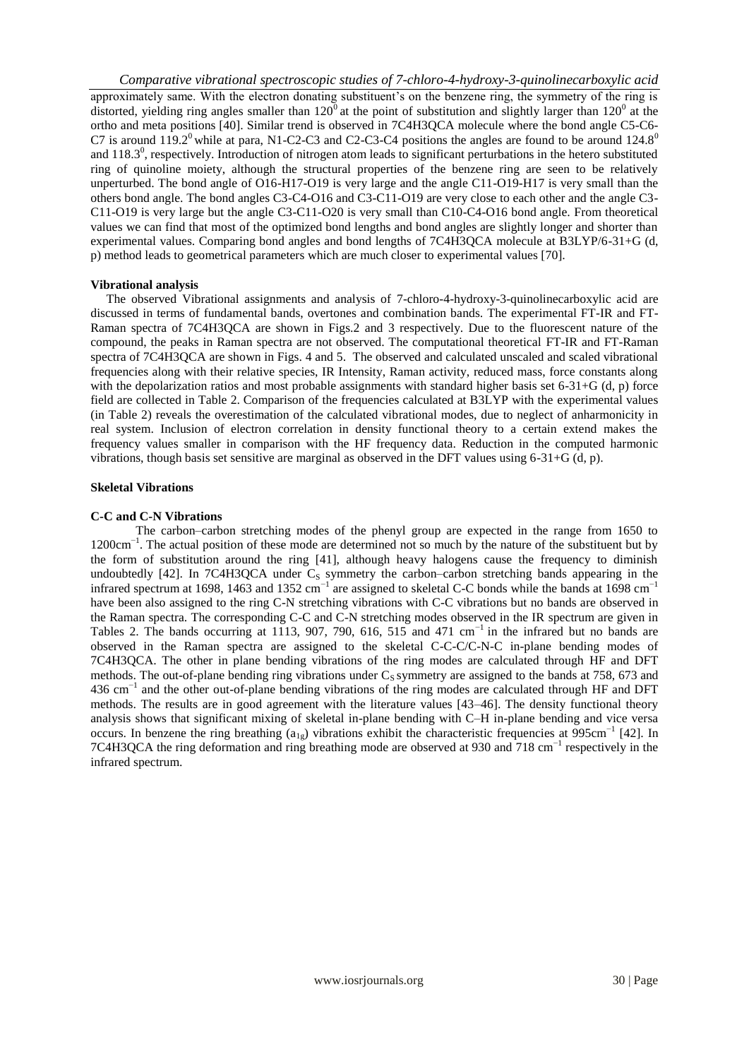approximately same. With the electron donating substituent's on the benzene ring, the symmetry of the ring is distorted, yielding ring angles smaller than $120^0$ at the point of substitution and slightly larger than $120^0$ at the ortho and meta positions [40]. Similar trend is observed in 7C4H3QCA molecule where the bond angle C5-C6-C7 is around $119.2^0$ while at para, N1-C2-C3 and C2-C3-C4 positions the angles are found to be around $124.8^0$ and $118.3^0$, respectively. Introduction of nitrogen atom leads to significant perturbations in the hetero substituted ring of quinoline moiety, although the structural properties of the benzene ring are seen to be relatively unperturbed. The bond angle of O16-H17-O19 is very large and the angle C11-O19-H17 is very small than the others bond angle. The bond angles C3-C4-O16 and C3-C11-O19 are very close to each other and the angle C3-C11-O19 is very large but the angle C3-C11-O20 is very small than C10-C4-O16 bond angle. From theoretical values we can find that most of the optimized bond lengths and bond angles are slightly longer and shorter than experimental values. Comparing bond angles and bond lengths of 7C4H3QCA molecule at B3LYP/6-31+G (d, p) method leads to geometrical parameters which are much closer to experimental values [70].

**Vibrational analysis**

The observed Vibrational assignments and analysis of 7-chloro-4-hydroxy-3-quinolinecarboxylic acid are discussed in terms of fundamental bands, overtones and combination bands. The experimental FT-IR and FT-Raman spectra of 7C4H3QCA are shown in Figs.2 and 3 respectively. Due to the fluorescent nature of the compound, the peaks in Raman spectra are not observed. The computational theoretical FT-IR and FT-Raman spectra of 7C4H3QCA are shown in Figs. 4 and 5. The observed and calculated unscaled and scaled vibrational frequencies along with their relative species, IR Intensity, Raman activity, reduced mass, force constants along with the depolarization ratios and most probable assignments with standard higher basis set 6-31+G (d, p) force field are collected in Table 2. Comparison of the frequencies calculated at B3LYP with the experimental values (in Table 2) reveals the overestimation of the calculated vibrational modes, due to neglect of anharmonicity in real system. Inclusion of electron correlation in density functional theory to a certain extend makes the frequency values smaller in comparison with the HF frequency data. Reduction in the computed harmonic vibrations, though basis set sensitive are marginal as observed in the DFT values using 6-31+G (d, p).

**Skeletal Vibrations**

**C-C and C-N Vibrations**

The carbon–carbon stretching modes of the phenyl group are expected in the range from 1650 to $1200 cm^{-1}$. The actual position of these mode are determined not so much by the nature of the substituent but by the form of substitution around the ring [41], although heavy halogens cause the frequency to diminish undoubtedly [42]. In 7C4H3QCA under $C_S$ symmetry the carbon–carbon stretching bands appearing in the infrared spectrum at 1698, 1463 and 1352 $cm^{-1}$ are assigned to skeletal C-C bonds while the bands at 1698 $cm^{-1}$ have been also assigned to the ring C-N stretching vibrations with C-C vibrations but no bands are observed in the Raman spectra. The corresponding C-C and C-N stretching modes observed in the IR spectrum are given in Tables 2. The bands occurring at 1113, 907, 790, 616, 515 and 471 $cm^{-1}$ in the infrared but no bands are observed in the Raman spectra are assigned to the skeletal C-C-C/C-N-C in-plane bending modes of 7C4H3QCA. The other in plane bending vibrations of the ring modes are calculated through HF and DFT methods. The out-of-plane bending ring vibrations under $C_S$ symmetry are assigned to the bands at 758, 673 and 436 $cm^{-1}$ and the other out-of-plane bending vibrations of the ring modes are calculated through HF and DFT methods. The results are in good agreement with the literature values [43–46]. The density functional theory analysis shows that significant mixing of skeletal in-plane bending with C–H in-plane bending and vice versa occurs. In benzene the ring breathing ($a_{1g}$) vibrations exhibit the characteristic frequencies at $995 cm^{-1}$ [42]. In 7C4H3QCA the ring deformation and ring breathing mode are observed at 930 and 718 $cm^{-1}$ respectively in the infrared spectrum.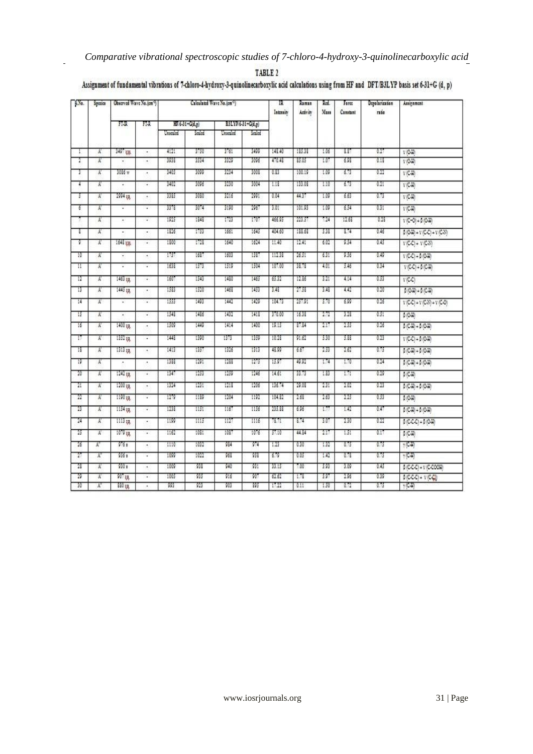TABLE 2

Assignment of fundamental vibrations of 7-chloro-4-hydroxy-3-quinolinecarboxylic acid calculations using from HF and DFT/B3LYP basis set 6-31+G (d, p)

| S.No. | Species | Observed Wave No.(cm⁻¹) | | Calculated Wave No.(cm⁻¹) | | | | IR Intensity | Raman Activity | Red. Mass | Force Constant | Depolarization ratio | Assignment |
|---|---|---|---|---|---|---|---|---|---|---|---|---|---|
| | | FT-IR | FT-R | HF/6-31+G(d,p) | | B3LYP/6-31+G(d,p) | | | | | | | |
| | | | | Unscaled | Scaled | Unscaled | Scaled | | | | | | |
| 1 | A' | 3497 vw | - | 4121 | 3750 | 3761 | 3499 | 148.40 | 185.38 | 1.06 | 8.87 | 0.27 | ν (O-H) |
| 2 | A' | - | - | 3938 | 3534 | 3329 | 3096 | 470.48 | 85.05 | 1.07 | 6.98 | 0.18 | ν (O-H) |
| 3 | A' | 3086 w | - | 3405 | 3099 | 3234 | 3008 | 0.83 | 100.19 | 1.09 | 6.73 | 0.22 | ν (C-H) |
| 4 | A' | - | - | 3402 | 3096 | 3230 | 3004 | 1.18 | 135.08 | 1.10 | 6.73 | 0.21 | ν (C-H) |
| 5 | A' | 2994 vs | - | 3385 | 3080 | 3216 | 2991 | 0.04 | 44.37 | 1.09 | 6.63 | 0.73 | ν (C-H) |
| 6 | A' | - | - | 3378 | 3074 | 3190 | 2967 | 3.01 | 101.93 | 1.09 | 6.54 | 0.31 | ν (C-H) |
| 7 | A' | - | - | 1925 | 1848 | 1723 | 1707 | 466.93 | 223.37 | 7.24 | 12.68 | 0.28 | ν (C=O) + δ (O-H) |
| 8 | A' | - | - | 1826 | 1753 | 1661 | 1645 | 404.60 | 188.68 | 5.38 | 8.74 | 0.46 | δ (O-H) + ν (C-C) + ν (C-N) |
| 9 | A' | 1648 vw | - | 1800 | 1728 | 1640 | 1624 | 11.40 | 12.41 | 6.02 | 9.54 | 0.45 | ν (C-C) + ν (C-N) |
| 10 | A' | - | - | 1757 | 1687 | 1603 | 1587 | 112.38 | 26.31 | 6.31 | 9.56 | 0.49 | ν (C-C) + δ (O-H) |
| 11 | A' | - | - | 1638 | 1573 | 1519 | 1504 | 107.00 | 38.78 | 4.01 | 5.46 | 0.34 | ν (C-C) + δ (C-H) |
| 12 | A' | 1463 vs | - | 1607 | 1543 | 1480 | 1465 | 65.32 | 12.86 | 3.21 | 4.14 | 0.53 | ν (C-C) |
| 13 | A' | 1443 vs | - | 1583 | 1520 | 1468 | 1453 | 3.48 | 27.38 | 3.48 | 4.42 | 0.20 | β (O-H) + δ (C-H) |
| 14 | A' | - | - | 1555 | 1493 | 1442 | 1429 | 104.73 | 257.91 | 5.70 | 6.99 | 0.26 | ν (C-C) + ν (C-N) + ν (C-O) |
| 15 | A' | - | - | 1548 | 1486 | 1432 | 1418 | 370.00 | 16.38 | 2.72 | 3.28 | 0.51 | δ (O-H) |
| 16 | A' | 1400 vs | - | 1509 | 1449 | 1414 | 1400 | 19.15 | 87.84 | 2.17 | 2.55 | 0.26 | δ (C-H) + δ (O-H) |
| 17 | A' | 1352 vs | - | 1448 | 1390 | 1373 | 1359 | 10.28 | 91.62 | 3.30 | 3.88 | 0.23 | ν (C-C) + δ (O-H) |
| 18 | A' | 1313 vs | - | 1413 | 1357 | 1326 | 1313 | 48.99 | 6.67 | 2.33 | 2.62 | 0.73 | δ (C-H) + δ (O-H) |
| 19 | A' | - | - | 1388 | 1291 | 1288 | 1275 | 15.97 | 40.92 | 1.74 | 1.70 | 0.24 | δ (C-H) + δ (O-H) |
| 20 | A' | 1242 vs | - | 1347 | 1253 | 1259 | 1246 | 14.61 | 33.73 | 1.83 | 1.71 | 0.29 | δ (C-H) |
| 21 | A' | 1200 vs | - | 1324 | 1231 | 1218 | 1206 | 136.74 | 29.08 | 2.31 | 2.02 | 0.23 | δ (C-H) + δ (O-H) |
| 22 | A' | 1190 vs | - | 1279 | 1189 | 1204 | 1192 | 104.82 | 2.68 | 2.63 | 2.25 | 0.53 | δ (O-H) |
| 23 | A' | 1154 vs | - | 1238 | 1151 | 1167 | 1156 | 235.88 | 6.96 | 1.77 | 1.42 | 0.47 | δ (C-H) + δ (O-H) |
| 24 | A' | 1113 vs | - | 1199 | 1115 | 1127 | 1116 | 78.71 | 8.74 | 3.07 | 2.30 | 0.22 | δ (C-C-C) + δ (O-H) |
| 25 | A' | 1079 vs | - | 1162 | 1081 | 1087 | 1076 | 57.10 | 44.84 | 2.17 | 1.51 | 0.17 | β (C-H) |
| 26 | A'' | 976 s | - | 1110 | 1032 | 984 | 974 | 1.23 | 0.30 | 1.32 | 0.75 | 0.75 | γ (C-H) |
| 27 | A'' | 956 s | - | 1099 | 1022 | 968 | 958 | 6.79 | 0.05 | 1.42 | 0.78 | 0.75 | γ (C-H) |
| 28 | A' | 930 s | - | 1009 | 938 | 940 | 931 | 33.15 | 7.00 | 5.93 | 3.09 | 0.45 | δ (C-C-C) + ν (C-COOH) |
| 29 | A' | 907 vs | - | 1005 | 935 | 916 | 907 | 62.62 | 1.78 | 5.97 | 2.96 | 0.39 | δ (C-C-C) + ν (C-Cl) |
| 30 | A'' | 880 vs | - | 993 | 923 | 903 | 895 | 17.22 | 0.11 | 1.50 | 0.72 | 0.75 | γ (C-H) |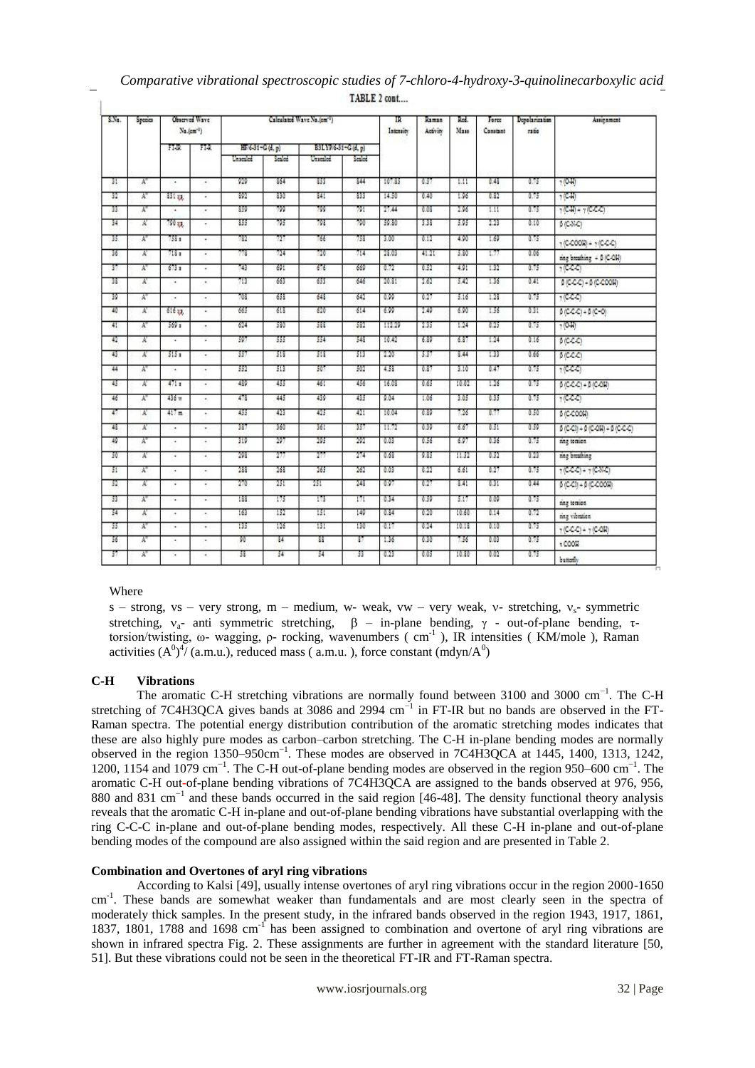TABLE 2 cont....

| S.No. | Species | Observed Wave No.(cm⁻¹) | | Calculated Wave No.(cm⁻¹) | | | | IR Intensity | Raman Activity | Red. Mass | Force Constant | Depolarization ratio | Assignment |
|---|---|---|---|---|---|---|---|---|---|---|---|---|---|
| | | FT-IR | FT-R | HF/6-31+G (d, p) | | B3LYP/6-31+G (d, p) | | | | | | | |
| | | | | Unscaled | Scaled | Unscaled | Scaled | | | | | | |
| 31 | A" | - | - | 929 | 864 | 853 | 844 | 107.83 | 0.57 | 1.11 | 0.48 | 0.75 | γ (O-H) |
| 32 | A" | 831 vw | - | 892 | 830 | 841 | 833 | 14.30 | 0.40 | 1.96 | 0.82 | 0.75 | γ (C-H) |
| 33 | A" | - | - | 859 | 799 | 799 | 791 | 27.44 | 0.08 | 2.96 | 1.11 | 0.75 | γ (C-H) + γ (C-C-C) |
| 34 | A' | 790 vw | - | 855 | 795 | 798 | 790 | 39.80 | 3.38 | 5.95 | 2.23 | 0.10 | β (C-N-C) |
| 35 | A" | 758 s | - | 782 | 727 | 766 | 758 | 3.00 | 0.12 | 4.90 | 1.69 | 0.75 | γ (C-COOH) + γ (C-C-C) |
| 36 | A' | 718 s | - | 778 | 724 | 720 | 714 | 28.03 | 41.21 | 5.80 | 1.77 | 0.06 | ring breathing + β (C-OH) |
| 37 | A" | 673 s | - | 743 | 691 | 676 | 669 | 0.72 | 0.52 | 4.91 | 1.32 | 0.75 | γ (C-C-C) |
| 38 | A' | - | - | 713 | 663 | 653 | 646 | 20.81 | 2.62 | 5.42 | 1.36 | 0.41 | β (C-C-C) + β (C-COOH) |
| 39 | A" | - | - | 708 | 658 | 648 | 642 | 0.99 | 0.27 | 5.16 | 1.28 | 0.75 | γ (C-C-C) |
| 40 | A' | 616 vw | - | 663 | 618 | 620 | 614 | 6.99 | 2.49 | 6.90 | 1.56 | 0.31 | β (C-C-C) + β (C=O) |
| 41 | A" | 569 s | - | 624 | 580 | 588 | 582 | 112.29 | 2.33 | 1.24 | 0.23 | 0.75 | γ (O-H) |
| 42 | A' | - | - | 597 | 555 | 554 | 548 | 10.42 | 6.89 | 6.87 | 1.24 | 0.16 | β (C-C-C) |
| 43 | A' | 515 s | - | 557 | 518 | 518 | 513 | 2.20 | 5.37 | 8.44 | 1.33 | 0.66 | β (C-C-C) |
| 44 | A" | - | - | 552 | 513 | 507 | 502 | 4.58 | 0.87 | 3.10 | 0.47 | 0.75 | γ (C-C-C) |
| 45 | A' | 471 s | - | 489 | 455 | 461 | 456 | 16.08 | 0.63 | 10.02 | 1.26 | 0.75 | β (C-C-C) + β (C-OH) |
| 46 | A" | 436 w | - | 478 | 445 | 439 | 435 | 9.04 | 1.06 | 3.05 | 0.35 | 0.75 | γ (C-C-C) |
| 47 | A' | 417 m | - | 455 | 423 | 425 | 421 | 10.04 | 0.89 | 7.26 | 0.77 | 0.50 | β (C-COOH) |
| 48 | A' | - | - | 387 | 360 | 361 | 357 | 11.72 | 0.59 | 6.67 | 0.51 | 0.59 | β (C-Cl) + β (C-OH) + β (C-C-C) |
| 49 | A" | - | - | 319 | 297 | 295 | 292 | 0.03 | 0.36 | 6.97 | 0.36 | 0.75 | ring torsion |
| 50 | A' | - | - | 298 | 277 | 277 | 274 | 0.68 | 9.83 | 11.52 | 0.52 | 0.23 | ring breathing |
| 51 | A" | - | - | 288 | 268 | 265 | 262 | 0.03 | 0.22 | 6.61 | 0.27 | 0.75 | γ (C-C-C) + γ (C-N-C) |
| 52 | A' | - | - | 270 | 251 | 251 | 248 | 0.97 | 0.27 | 8.41 | 0.31 | 0.44 | β (C-Cl) + β (C-COOH) |
| 53 | A" | - | - | 188 | 175 | 173 | 171 | 0.34 | 0.39 | 5.17 | 0.09 | 0.75 | ring torsion |
| 54 | A' | - | - | 163 | 152 | 151 | 149 | 0.34 | 0.20 | 10.60 | 0.14 | 0.72 | ring vibration |
| 55 | A" | - | - | 135 | 126 | 131 | 130 | 0.17 | 0.24 | 10.18 | 0.10 | 0.75 | γ (C-C-C) + γ (C-OH) |
| 56 | A" | - | - | 90 | 84 | 88 | 87 | 1.36 | 0.30 | 7.36 | 0.03 | 0.75 | τ COOH |
| 57 | A" | - | - | 38 | 34 | 34 | 33 | 0.23 | 0.05 | 10.80 | 0.02 | 0.75 | butterfly |

Where

s – strong, vs – very strong, m – medium, w- weak, vw – very weak, ν- stretching, $\nu_s$- symmetric stretching, $\nu_a$- anti symmetric stretching, β – in-plane bending, γ - out-of-plane bending, τ- torsion/twisting, ω- wagging, ρ- rocking, wavenumbers ( $cm^{-1}$ ), IR intensities ( KM/mole ), Raman activities $(A^0)^4$/ (a.m.u.), reduced mass ( a.m.u. ), force constant (mdyn/$A^0$)

### C-H Vibrations

The aromatic C-H stretching vibrations are normally found between 3100 and 3000 $cm^{-1}$. The C-H stretching of 7C4H3QCA gives bands at 3086 and 2994 $cm^{-1}$ in FT-IR but no bands are observed in the FT-Raman spectra. The potential energy distribution contribution of the aromatic stretching modes indicates that these are also highly pure modes as carbon–carbon stretching. The C-H in-plane bending modes are normally observed in the region 1350–950$cm^{-1}$. These modes are observed in 7C4H3QCA at 1445, 1400, 1313, 1242, 1200, 1154 and 1079 $cm^{-1}$. The C-H out-of-plane bending modes are observed in the region 950–600 $cm^{-1}$. The aromatic C-H out-of-plane bending vibrations of 7C4H3QCA are assigned to the bands observed at 976, 956, 880 and 831 $cm^{-1}$ and these bands occurred in the said region [46-48]. The density functional theory analysis reveals that the aromatic C-H in-plane and out-of-plane bending vibrations have substantial overlapping with the ring C-C-C in-plane and out-of-plane bending modes, respectively. All these C-H in-plane and out-of-plane bending modes of the compound are also assigned within the said region and are presented in Table 2.

### Combination and Overtones of aryl ring vibrations

According to Kalsi [49], usually intense overtones of aryl ring vibrations occur in the region 2000-1650 $cm^{-1}$. These bands are somewhat weaker than fundamentals and are most clearly seen in the spectra of moderately thick samples. In the present study, in the infrared bands observed in the region 1943, 1917, 1861, 1837, 1801, 1788 and 1698 $cm^{-1}$ has been assigned to combination and overtone of aryl ring vibrations are shown in infrared spectra Fig. 2. These assignments are further in agreement with the standard literature [50, 51]. But these vibrations could not be seen in the theoretical FT-IR and FT-Raman spectra.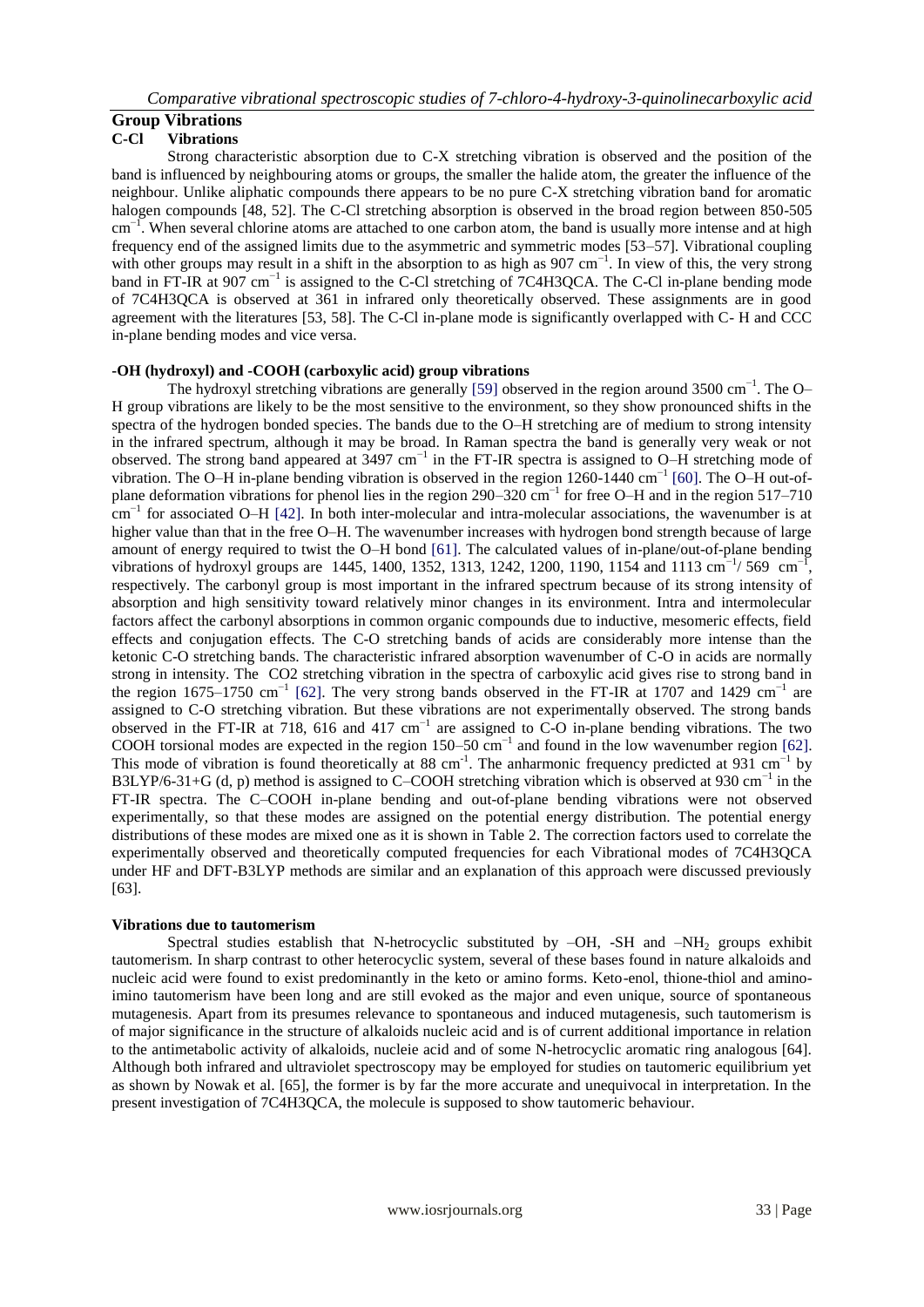## Group Vibrations

### C-Cl Vibrations

Strong characteristic absorption due to C-X stretching vibration is observed and the position of the band is influenced by neighbouring atoms or groups, the smaller the halide atom, the greater the influence of the neighbour. Unlike aliphatic compounds there appears to be no pure C-X stretching vibration band for aromatic halogen compounds [48, 52]. The C-Cl stretching absorption is observed in the broad region between 850-505 $cm^{-1}$. When several chlorine atoms are attached to one carbon atom, the band is usually more intense and at high frequency end of the assigned limits due to the asymmetric and symmetric modes [53–57]. Vibrational coupling with other groups may result in a shift in the absorption to as high as 907 $cm^{-1}$. In view of this, the very strong band in FT-IR at 907 $cm^{-1}$ is assigned to the C-Cl stretching of 7C4H3QCA. The C-Cl in-plane bending mode of 7C4H3QCA is observed at 361 in infrared only theoretically observed. These assignments are in good agreement with the literatures [53, 58]. The C-Cl in-plane mode is significantly overlapped with C- H and CCC in-plane bending modes and vice versa.

### -OH (hydroxyl) and -COOH (carboxylic acid) group vibrations

The hydroxyl stretching vibrations are generally [59] observed in the region around 3500 $cm^{-1}$. The O–H group vibrations are likely to be the most sensitive to the environment, so they show pronounced shifts in the spectra of the hydrogen bonded species. The bands due to the O–H stretching are of medium to strong intensity in the infrared spectrum, although it may be broad. In Raman spectra the band is generally very weak or not observed. The strong band appeared at 3497 $cm^{-1}$ in the FT-IR spectra is assigned to O–H stretching mode of vibration. The O–H in-plane bending vibration is observed in the region 1260-1440 $cm^{-1}$ [60]. The O–H out-of-plane deformation vibrations for phenol lies in the region 290–320 $cm^{-1}$ for free O–H and in the region 517–710 $cm^{-1}$ for associated O–H [42]. In both inter-molecular and intra-molecular associations, the wavenumber is at higher value than that in the free O–H. The wavenumber increases with hydrogen bond strength because of large amount of energy required to twist the O–H bond [61]. The calculated values of in-plane/out-of-plane bending vibrations of hydroxyl groups are 1445, 1400, 1352, 1313, 1242, 1200, 1190, 1154 and 1113 $cm^{-1}$/ 569 $cm^{-1}$, respectively. The carbonyl group is most important in the infrared spectrum because of its strong intensity of absorption and high sensitivity toward relatively minor changes in its environment. Intra and intermolecular factors affect the carbonyl absorptions in common organic compounds due to inductive, mesomeric effects, field effects and conjugation effects. The C-O stretching bands of acids are considerably more intense than the ketonic C-O stretching bands. The characteristic infrared absorption wavenumber of C-O in acids are normally strong in intensity. The $CO_2$ stretching vibration in the spectra of carboxylic acid gives rise to strong band in the region 1675–1750 $cm^{-1}$ [62]. The very strong bands observed in the FT-IR at 1707 and 1429 $cm^{-1}$ are assigned to C-O stretching vibration. But these vibrations are not experimentally observed. The strong bands observed in the FT-IR at 718, 616 and 417 $cm^{-1}$ are assigned to C-O in-plane bending vibrations. The two COOH torsional modes are expected in the region 150–50 $cm^{-1}$ and found in the low wavenumber region [62]. This mode of vibration is found theoretically at 88 $cm^{-1}$. The anharmonic frequency predicted at 931 $cm^{-1}$ by B3LYP/6-31+G (d, p) method is assigned to C–COOH stretching vibration which is observed at 930 $cm^{-1}$ in the FT-IR spectra. The C–COOH in-plane bending and out-of-plane bending vibrations were not observed experimentally, so that these modes are assigned on the potential energy distribution. The potential energy distributions of these modes are mixed one as it is shown in Table 2. The correction factors used to correlate the experimentally observed and theoretically computed frequencies for each Vibrational modes of 7C4H3QCA under HF and DFT-B3LYP methods are similar and an explanation of this approach were discussed previously [63].

### Vibrations due to tautomerism

Spectral studies establish that N-hetrocyclic substituted by –OH, -SH and $–NH_2$ groups exhibit tautomerism. In sharp contrast to other heterocyclic system, several of these bases found in nature alkaloids and nucleic acid were found to exist predominantly in the keto or amino forms. Keto-enol, thione-thiol and amino-imino tautomerism have been long and are still evoked as the major and even unique, source of spontaneous mutagenesis. Apart from its presumes relevance to spontaneous and induced mutagenesis, such tautomerism is of major significance in the structure of alkaloids nucleic acid and is of current additional importance in relation to the antimetabolic activity of alkaloids, nucleie acid and of some N-hetrocyclic aromatic ring analogous [64]. Although both infrared and ultraviolet spectroscopy may be employed for studies on tautomeric equilibrium yet as shown by Nowak et al. [65], the former is by far the more accurate and unequivocal in interpretation. In the present investigation of 7C4H3QCA, the molecule is supposed to show tautomeric behaviour.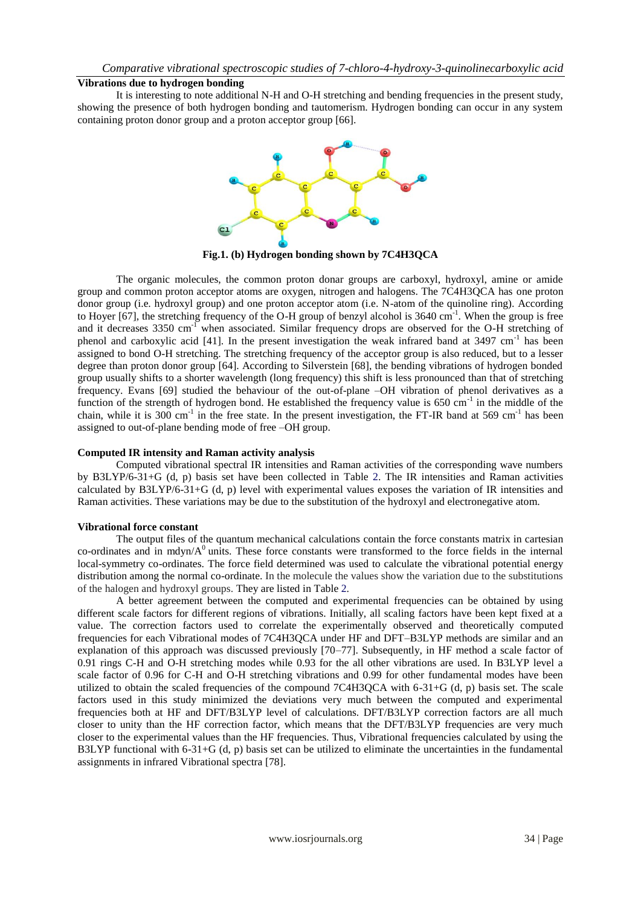**Vibrations due to hydrogen bonding**

It is interesting to note additional N-H and O-H stretching and bending frequencies in the present study, showing the presence of both hydrogen bonding and tautomerism. Hydrogen bonding can occur in any system containing proton donor group and a proton acceptor group [66].

**Fig.1. (b) Hydrogen bonding shown by 7C4H3QCA**

The organic molecules, the common proton donar groups are carboxyl, hydroxyl, amine or amide group and common proton acceptor atoms are oxygen, nitrogen and halogens. The 7C4H3QCA has one proton donor group (i.e. hydroxyl group) and one proton acceptor atom (i.e. N-atom of the quinoline ring). According to Hoyer [67], the stretching frequency of the O-H group of benzyl alcohol is 3640 $cm^{-1}$. When the group is free and it decreases 3350 $cm^{-1}$ when associated. Similar frequency drops are observed for the O-H stretching of phenol and carboxylic acid [41]. In the present investigation the weak infrared band at 3497 $cm^{-1}$ has been assigned to bond O-H stretching. The stretching frequency of the acceptor group is also reduced, but to a lesser degree than proton donor group [64]. According to Silverstein [68], the bending vibrations of hydrogen bonded group usually shifts to a shorter wavelength (long frequency) this shift is less pronounced than that of stretching frequency. Evans [69] studied the behaviour of the out-of-plane –OH vibration of phenol derivatives as a function of the strength of hydrogen bond. He established the frequency value is 650 $cm^{-1}$ in the middle of the chain, while it is 300 $cm^{-1}$ in the free state. In the present investigation, the FT-IR band at 569 $cm^{-1}$ has been assigned to out-of-plane bending mode of free –OH group.

**Computed IR intensity and Raman activity analysis**

Computed vibrational spectral IR intensities and Raman activities of the corresponding wave numbers by B3LYP/6-31+G (d, p) basis set have been collected in Table 2. The IR intensities and Raman activities calculated by B3LYP/6-31+G (d, p) level with experimental values exposes the variation of IR intensities and Raman activities. These variations may be due to the substitution of the hydroxyl and electronegative atom.

**Vibrational force constant**

The output files of the quantum mechanical calculations contain the force constants matrix in cartesian co-ordinates and in mdyn/$A^0$ units. These force constants were transformed to the force fields in the internal local-symmetry co-ordinates. The force field determined was used to calculate the vibrational potential energy distribution among the normal co-ordinate. In the molecule the values show the variation due to the substitutions of the halogen and hydroxyl groups. They are listed in Table 2.

A better agreement between the computed and experimental frequencies can be obtained by using different scale factors for different regions of vibrations. Initially, all scaling factors have been kept fixed at a value. The correction factors used to correlate the experimentally observed and theoretically computed frequencies for each Vibrational modes of 7C4H3QCA under HF and DFT–B3LYP methods are similar and an explanation of this approach was discussed previously [70–77]. Subsequently, in HF method a scale factor of 0.91 rings C-H and O-H stretching modes while 0.93 for the all other vibrations are used. In B3LYP level a scale factor of 0.96 for C-H and O-H stretching vibrations and 0.99 for other fundamental modes have been utilized to obtain the scaled frequencies of the compound 7C4H3QCA with 6-31+G (d, p) basis set. The scale factors used in this study minimized the deviations very much between the computed and experimental frequencies both at HF and DFT/B3LYP level of calculations. DFT/B3LYP correction factors are all much closer to unity than the HF correction factor, which means that the DFT/B3LYP frequencies are very much closer to the experimental values than the HF frequencies. Thus, Vibrational frequencies calculated by using the B3LYP functional with 6-31+G (d, p) basis set can be utilized to eliminate the uncertainties in the fundamental assignments in infrared Vibrational spectra [78].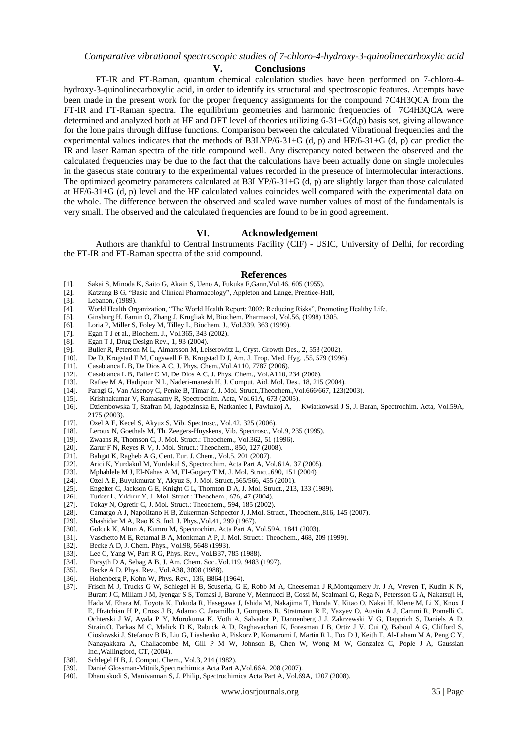## V. Conclusions

FT-IR and FT-Raman, quantum chemical calculation studies have been performed on 7-chloro-4-hydroxy-3-quinolinecarboxylic acid, in order to identify its structural and spectroscopic features. Attempts have been made in the present work for the proper frequency assignments for the compound 7C4H3QCA from the FT-IR and FT-Raman spectra. The equilibrium geometries and harmonic frequencies of 7C4H3QCA were determined and analyzed both at HF and DFT level of theories utilizing 6-31+G(d,p) basis set, giving allowance for the lone pairs through diffuse functions. Comparison between the calculated Vibrational frequencies and the experimental values indicates that the methods of B3LYP/6-31+G (d, p) and HF/6-31+G (d, p) can predict the IR and laser Raman spectra of the title compound well. Any discrepancy noted between the observed and the calculated frequencies may be due to the fact that the calculations have been actually done on single molecules in the gaseous state contrary to the experimental values recorded in the presence of intermolecular interactions. The optimized geometry parameters calculated at B3LYP/6-31+G (d, p) are slightly larger than those calculated at HF/6-31+G (d, p) level and the HF calculated values coincides well compared with the experimental data on the whole. The difference between the observed and scaled wave number values of most of the fundamentals is very small. The observed and the calculated frequencies are found to be in good agreement.

## VI. Acknowledgement

Authors are thankful to Central Instruments Facility (CIF) - USIC, University of Delhi, for recording the FT-IR and FT-Raman spectra of the said compound.

## References

[1]. Sakai S, Minoda K, Saito G, Akain S, Ueno A, Fukuka F,Gann,Vol.46, 605 (1955).
[2]. Katzung B G, "Basic and Clinical Pharmacology", Appleton and Lange, Prentice-Hall,
[3]. Lebanon, (1989).
[4]. World Health Organization, "The World Health Report: 2002: Reducing Risks", Promoting Healthy Life.
[5]. Ginsburg H, Famin O, Zhang J, Krugliak M, Biochem. Pharmacol, Vol.56, (1998) 1305.
[6]. Loria P, Miller S, Foley M, Tilley L, Biochem. J., Vol.339, 363 (1999).
[7]. Egan T J et al., Biochem. J., Vol.365, 343 (2002).
[8]. Egan T J, Drug Design Rev., 1, 93 (2004).
[9]. Buller R, Peterson M L, Almarsson M, Leiserowitz L, Cryst. Growth Des., 2, 553 (2002).
[10]. De D, Krogstad F M, Cogswell F B, Krogstad D J, Am. J. Trop. Med. Hyg. ,55, 579 (1996).
[11]. Casabianca L B, De Dios A C, J. Phys. Chem.,Vol.A110, 7787 (2006).
[12]. Casabianca L B, Faller C M, De Dios A C, J. Phys. Chem., Vol.A110, 234 (2006).
[13]. Rafiee M A, Hadipour N L, Naderi-manesh H, J. Comput. Aid. Mol. Des., 18, 215 (2004).
[14]. Paragi G, Van Alsenoy C, Penke B, Timar Z, J. Mol. Struct.,Theochem.,Vol.666/667, 123(2003).
[15]. Krishnakumar V, Ramasamy R, Spectrochim. Acta, Vol.61A, 673 (2005).
[16]. Dziembowska T, Szafran M, Jagodzinska E, Natkaniec I, Pawlukoj A, Kwiatkowski J S, J. Baran, Spectrochim. Acta, Vol.59A, 2175 (2003).
[17]. Ozel A E, Kecel S, Akyuz S, Vib. Spectrosc., Vol.42, 325 (2006).
[18]. Leroux N, Goethals M, Th. Zeegers-Huyskens, Vib. Spectrosc., Vol.9, 235 (1995).
[19]. Zwaans R, Thomson C, J. Mol. Struct.: Theochem., Vol.362, 51 (1996).
[20]. Zarur F N, Reyes R V, J. Mol. Struct.: Theochem., 850, 127 (2008).
[21]. Bahgat K, Ragheb A G, Cent. Eur. J. Chem., Vol.5, 201 (2007).
[22]. Arici K, Yurdakul M, Yurdakul S, Spectrochim. Acta Part A, Vol.61A, 37 (2005).
[23]. Mphahlele M J, El-Nahas A M, El-Gogary T M, J. Mol. Struct.,690, 151 (2004).
[24]. Ozel A E, Buyukmurat Y, Akyuz S, J. Mol. Struct.,565/566, 455 (2001).
[25]. Engelter C, Jackson G E, Knight C L, Thornton D A, J. Mol. Struct., 213, 133 (1989).
[26]. Turker L, Yıldırır Y, J. Mol. Struct.: Theochem., 676, 47 (2004).
[27]. Tokay N, Ogretir C, J. Mol. Struct.: Theochem., 594, 185 (2002).
[28]. Camargo A J, Napolitano H B, Zukerman-Schpector J, J.Mol. Struct., Theochem.,816, 145 (2007).
[29]. Shashidar M A, Rao K S, Ind. J. Phys.,Vol.41, 299 (1967).
[30]. Golcuk K, Altun A, Kumru M, Spectrochim. Acta Part A, Vol.59A, 1841 (2003).
[31]. Vaschetto M E, Retamal B A, Monkman A P, J. Mol. Struct.: Theochem., 468, 209 (1999).
[32]. Becke A D, J. Chem. Phys., Vol.98, 5648 (1993).
[33]. Lee C, Yang W, Parr R G, Phys. Rev., Vol.B37, 785 (1988).
[34]. Forsyth D A, Sebag A B, J. Am. Chem. Soc.,Vol.119, 9483 (1997).
[35]. Becke A D, Phys. Rev., Vol.A38, 3098 (1988).
[36]. Hohenberg P, Kohn W, Phys. Rev., 136, B864 (1964).
[37]. Frisch M J, Trucks G W, Schlegel H B, Scuseria, G E, Robb M A, Cheeseman J R,Montgomery Jr. J A, Vreven T, Kudin K N, Burant J C, Millam J M, Iyengar S S, Tomasi J, Barone V, Mennucci B, Cossi M, Scalmani G, Rega N, Petersson G A, Nakatsuji H, Hada M, Ehara M, Toyota K, Fukuda R, Hasegawa J, Ishida M, Nakajima T, Honda Y, Kitao O, Nakai H, Klene M, Li X, Knox J E, Hratchian H P, Cross J B, Adamo C, Jaramillo J, Gomperts R, Stratmann R E, Yazyev O, Austin A J, Cammi R, Pomelli C, Ochterski J W, Ayala P Y, Morokuma K, Voth A, Salvador P, Dannenberg J J, Zakrzewski V G, Dapprich S, Daniels A D, Strain,O. Farkas M C, Malick D K, Rabuck A D, Raghavachari K, Foresman J B, Ortiz J V, Cui Q, Baboul A G, Clifford S, Cioslowski J, Stefanov B B, Liu G, Liashenko A, Piskorz P, Komaromi I, Martin R L, Fox D J, Keith T, Al-Laham M A, Peng C Y, Nanayakkara A, Challacombe M, Gill P M W, Johnson B, Chen W, Wong M W, Gonzalez C, Pople J A, Gaussian Inc.,Wallingford, CT, (2004).
[38]. Schlegel H B, J. Comput. Chem., Vol.3, 214 (1982).
[39]. Daniel Glossman-Mitnik,Spectrochimica Acta Part A,Vol.66A, 208 (2007).
[40]. Dhanuskodi S, Manivannan S, J. Philip, Spectrochimica Acta Part A, Vol.69A, 1207 (2008).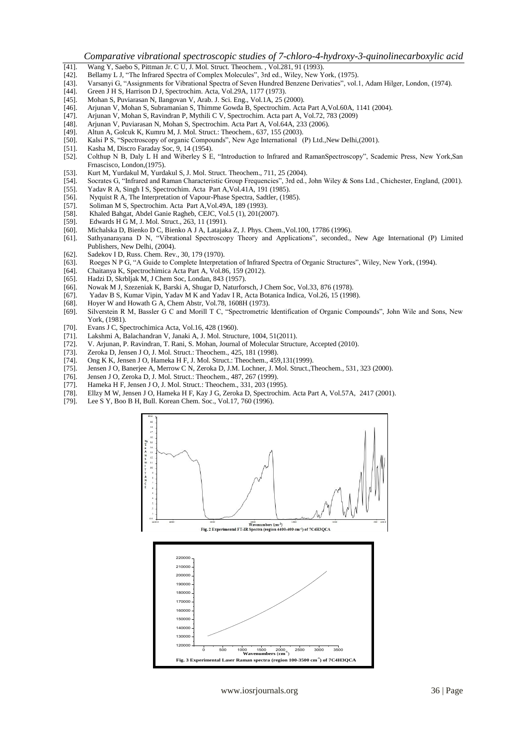[41]. Wang Y, Saebo S, Pittman Jr. C U, J. Mol. Struct. Theochem. , Vol.281, 91 (1993).
[42]. Bellamy L J, "The Infrared Spectra of Complex Molecules", 3rd ed., Wiley, New York, (1975).
[43]. Varsanyi G, "Assignments for Vibrational Spectra of Seven Hundred Benzene Derivaties", vol.1, Adam Hilger, London, (1974).
[44]. Green J H S, Harrison D J, Spectrochim. Acta, Vol.29A, 1177 (1973).
[45]. Mohan S, Puviarasan N, Ilangovan V, Arab. J. Sci. Eng., Vol.1A, 25 (2000).
[46]. Arjunan V, Mohan S, Subramanian S, Thimme Gowda B, Spectrochim. Acta Part A,Vol.60A, 1141 (2004).
[47]. Arjunan V, Mohan S, Ravindran P, Mythili C V, Spectrochim. Acta part A, Vol.72, 783 (2009)
[48]. Arjunan V, Puviarasan N, Mohan S, Spectrochim. Acta Part A, Vol.64A, 233 (2006).
[49]. Altun A, Golcuk K, Kumru M, J. Mol. Struct.: Theochem., 637, 155 (2003).
[50]. Kalsi P S, "Spectroscopy of organic Compounds", New Age International (P) Ltd.,New Delhi,(2001).
[51]. Kasha M, Discro Faraday Soc, 9, 14 (1954).
[52]. Colthup N B, Daly L H and Wiberley S E, "Introduction to Infrared and RamanSpectroscopy", Scademic Press, New York,San Frnascisco, London,(1975).
[53]. Kurt M, Yurdakul M, Yurdakul S, J. Mol. Struct. Theochem., 711, 25 (2004).
[54]. Socrates G, "Infrared and Raman Characteristic Group Frequencies", 3rd ed., John Wiley & Sons Ltd., Chichester, England, (2001).
[55]. Yadav R A, Singh I S, Spectrochim. Acta Part A,Vol.41A, 191 (1985).
[56]. Nyquist R A, The Interpretation of Vapour-Phase Spectra, Sadtler, (1985).
[57]. Soliman M S, Spectrochim. Acta Part A,Vol.49A, 189 (1993).
[58]. Khaled Bahgat, Abdel Ganie Ragheb, CEJC, Vol.5 (1), 201(2007).
[59]. Edwards H G M, J. Mol. Struct., 263, 11 (1991).
[60]. Michalska D, Bienko D C, Bienko A J A, Latajaka Z, J. Phys. Chem.,Vol.100, 17786 (1996).
[61]. Sathyanarayana D N, "Vibrational Spectroscopy Theory and Applications", seconded., New Age International (P) Limited Publishers, New Delhi, (2004).
[62]. Sadekov I D, Russ. Chem. Rev., 30, 179 (1970).
[63]. Roeges N P G, "A Guide to Complete Interpretation of Infrared Spectra of Organic Structures", Wiley, New York, (1994).
[64]. Chaitanya K, Spectrochimica Acta Part A, Vol.86, 159 (2012).
[65]. Hadzi D, Skrbljak M, J Chem Soc, Londan, 843 (1957).
[66]. Nowak M J, Szezeniak K, Barski A, Shugar D, Naturforsch, J Chem Soc, Vol.33, 876 (1978).
[67]. Yadav B S, Kumar Vipin, Yadav M K and Yadav I R, Acta Botanica Indica, Vol.26, 15 (1998).
[68]. Hoyer W and Howath G A, Chem Abstr, Vol.78, 1608H (1973).
[69]. Silverstein R M, Bassler G C and Morill T C, "Spectrometric Identification of Organic Compounds", John Wile and Sons, New York, (1981).
[70]. Evans J C, Spectrochimica Acta, Vol.16, 428 (1960).
[71]. Lakshmi A, Balachandran V, Janaki A, J. Mol. Structure, 1004, 51(2011).
[72]. V. Arjunan, P. Ravindran, T. Rani, S. Mohan, Journal of Molecular Structure, Accepted (2010).
[73]. Zeroka D, Jensen J O, J. Mol. Struct.: Theochem., 425, 181 (1998).
[74]. Ong K K, Jensen J O, Hameka H F, J. Mol. Struct.: Theochem., 459,131(1999).
[75]. Jensen J O, Banerjee A, Merrow C N, Zeroka D, J.M. Lochner, J. Mol. Struct.,Theochem., 531, 323 (2000).
[76]. Jensen J O, Zeroka D, J. Mol. Struct.: Theochem., 487, 267 (1999).
[77]. Hameka H F, Jensen J O, J. Mol. Struct.: Theochem., 331, 203 (1995).
[78]. Ellzy M W, Jensen J O, Hameka H F, Kay J G, Zeroka D, Spectrochim. Acta Part A, Vol.57A, 2417 (2001).
[79]. Lee S Y, Boo B H, Bull. Korean Chem. Soc., Vol.17, 760 (1996).

Fig. 2 Experimental FT-IR Spectra (region 4400-400 $cm^{-1}$) of 7C4H3QCA

Fig. 3 Experimental Laser Raman spectra (region 100-3500 $cm^{-1}$) of 7C4H3QCA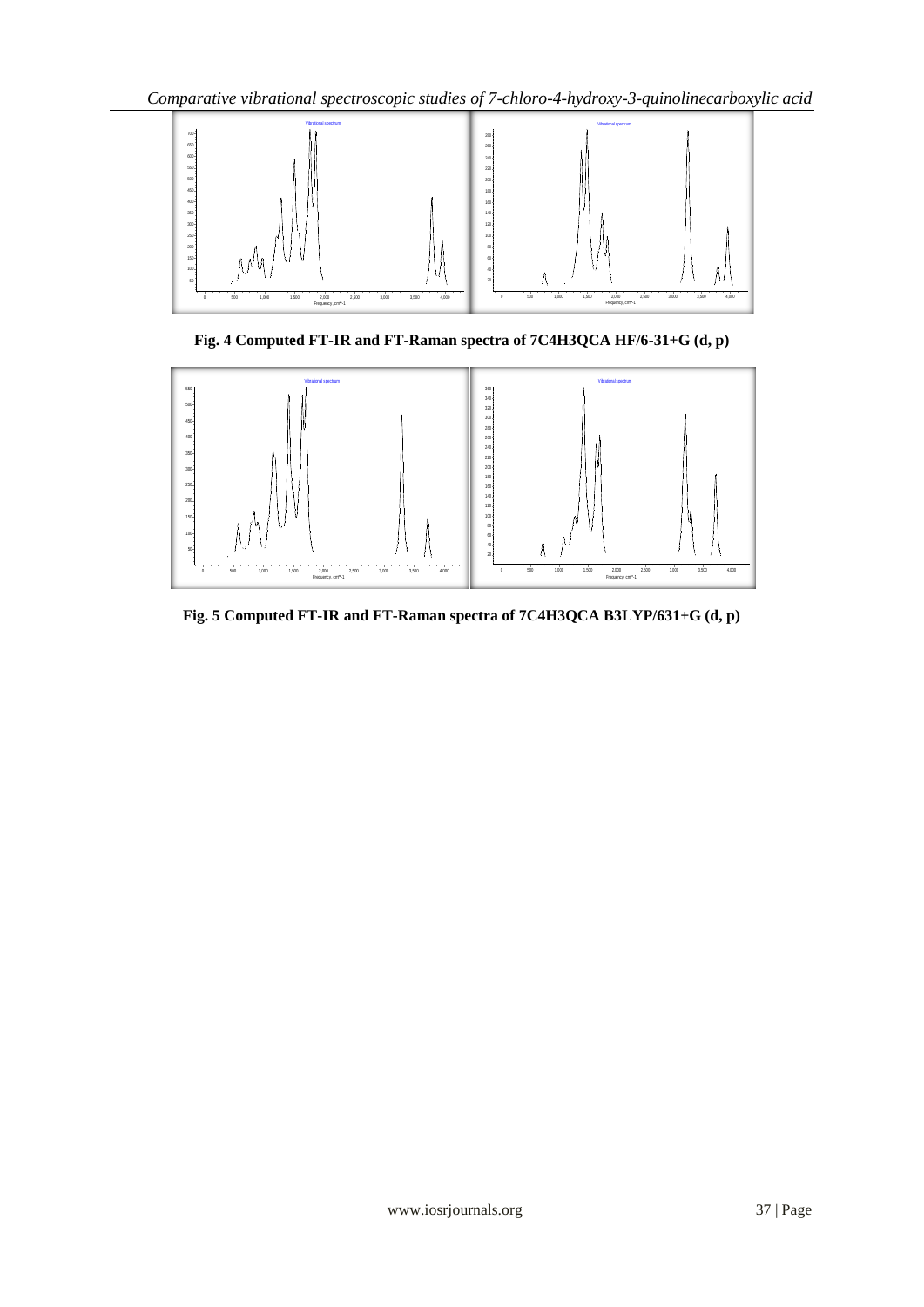Vibrational spectrum

Frequency, cm**-1

Vibrational spectrum

Frequency, cm**-1

**Fig. 4 Computed FT-IR and FT-Raman spectra of 7C4H3QCA HF/6-31+G (d, p)**

Vibrational spectrum

Frequency, cm**-1

Vibrational spectrum

Frequency, cm**-1

**Fig. 5 Computed FT-IR and FT-Raman spectra of 7C4H3QCA B3LYP/631+G (d, p)**